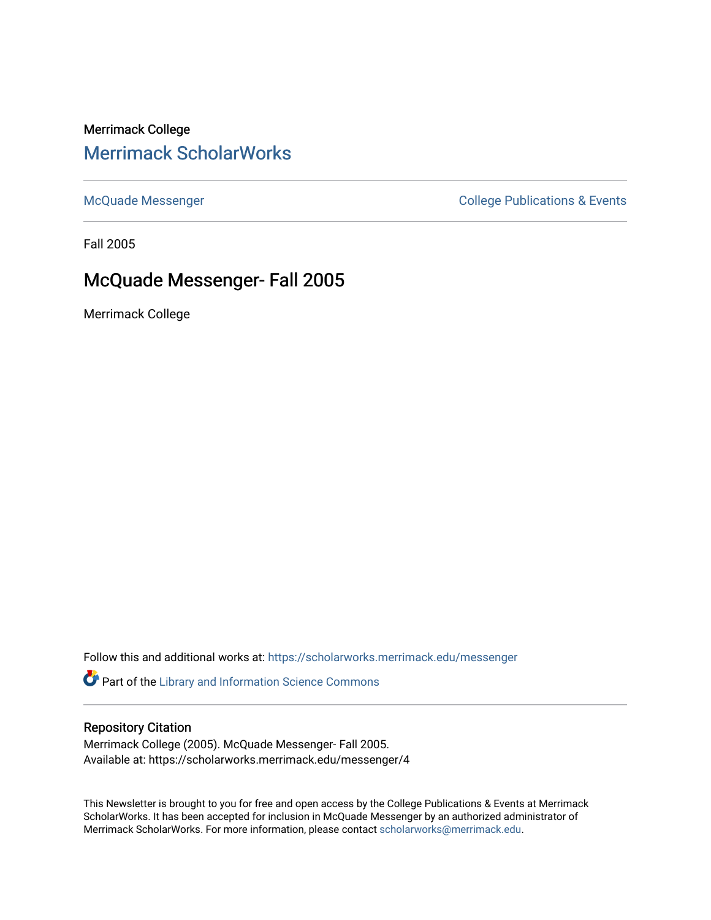Merrimack College

# Merrimack ScholarWorks

McQuade Messenger

College Publications & Events

Fall 2005

## McQuade Messenger- Fall 2005

Merrimack College

Follow this and additional works at: https://scholarworks.merrimack.edu/messenger

Part of the Library and Information Science Commons

### Repository Citation

Merrimack College (2005). McQuade Messenger- Fall 2005.
Available at: https://scholarworks.merrimack.edu/messenger/4

This Newsletter is brought to you for free and open access by the College Publications & Events at Merrimack ScholarWorks. It has been accepted for inclusion in McQuade Messenger by an authorized administrator of Merrimack ScholarWorks. For more information, please contact scholarworks@merrimack.edu.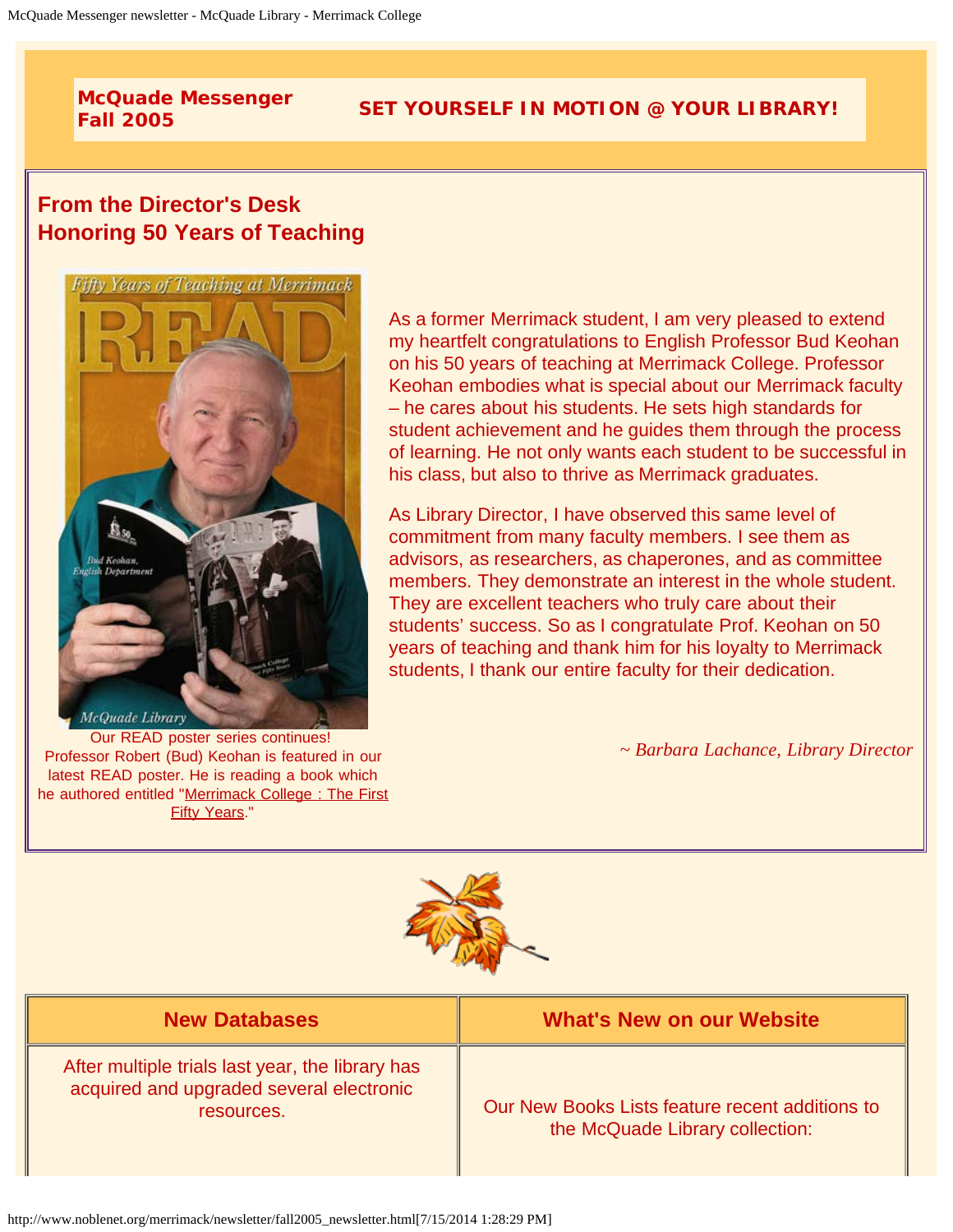McQuade Messenger
Fall 2005

**SET YOURSELF IN MOTION @ YOUR LIBRARY!**

## From the Director's Desk
## Honoring 50 Years of Teaching

Our READ poster series continues! Professor Robert (Bud) Keohan is featured in our latest READ poster. He is reading a book which he authored entitled "Merrimack College : The First Fifty Years."

As a former Merrimack student, I am very pleased to extend my heartfelt congratulations to English Professor Bud Keohan on his 50 years of teaching at Merrimack College. Professor Keohan embodies what is special about our Merrimack faculty – he cares about his students. He sets high standards for student achievement and he guides them through the process of learning. He not only wants each student to be successful in his class, but also to thrive as Merrimack graduates.

As Library Director, I have observed this same level of commitment from many faculty members. I see them as advisors, as researchers, as chaperones, and as committee members. They demonstrate an interest in the whole student. They are excellent teachers who truly care about their students' success. So as I congratulate Prof. Keohan on 50 years of teaching and thank him for his loyalty to Merrimack students, I thank our entire faculty for their dedication.

*~ Barbara Lachance, Library Director*

| New Databases | What's New on our Website |
| --- | --- |
| After multiple trials last year, the library has acquired and upgraded several electronic resources. | Our New Books Lists feature recent additions to the McQuade Library collection: |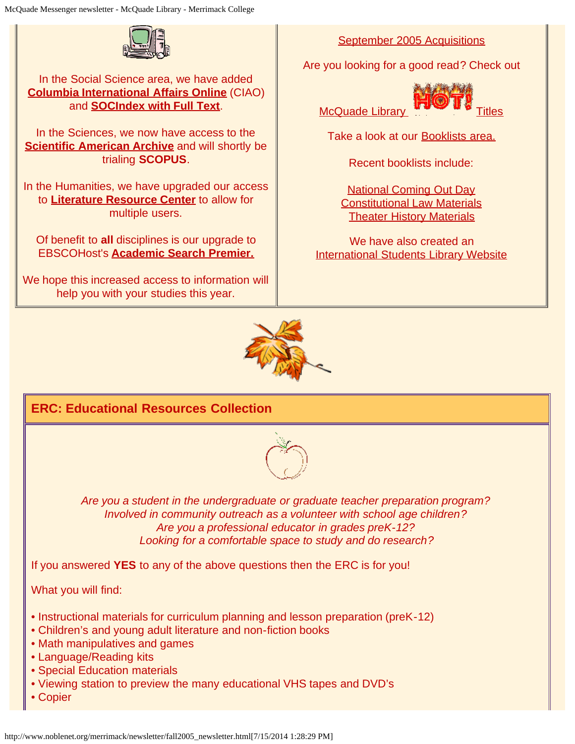In the Social Science area, we have added **Columbia International Affairs Online** (CIAO) and **SOCIndex with Full Text**.

In the Sciences, we now have access to the **Scientific American Archive** and will shortly be trialing **SCOPUS**.

In the Humanities, we have upgraded our access to **Literature Resource Center** to allow for multiple users.

Of benefit to **all** disciplines is our upgrade to EBSCOHost's **Academic Search Premier.**

We hope this increased access to information will help you with your studies this year.

September 2005 Acquisitions

Are you looking for a good read? Check out

McQuade Library HOT! Titles

Take a look at our Booklists area.

Recent booklists include:

National Coming Out Day
Constitutional Law Materials
Theater History Materials

We have also created an International Students Library Website

## ERC: Educational Resources Collection

*Are you a student in the undergraduate or graduate teacher preparation program?*
*Involved in community outreach as a volunteer with school age children?*
*Are you a professional educator in grades preK-12?*
*Looking for a comfortable space to study and do research?*

If you answered **YES** to any of the above questions then the ERC is for you!

What you will find:

- Instructional materials for curriculum planning and lesson preparation (preK-12)
- Children's and young adult literature and non-fiction books
- Math manipulatives and games
- Language/Reading kits
- Special Education materials
- Viewing station to preview the many educational VHS tapes and DVD's
- Copier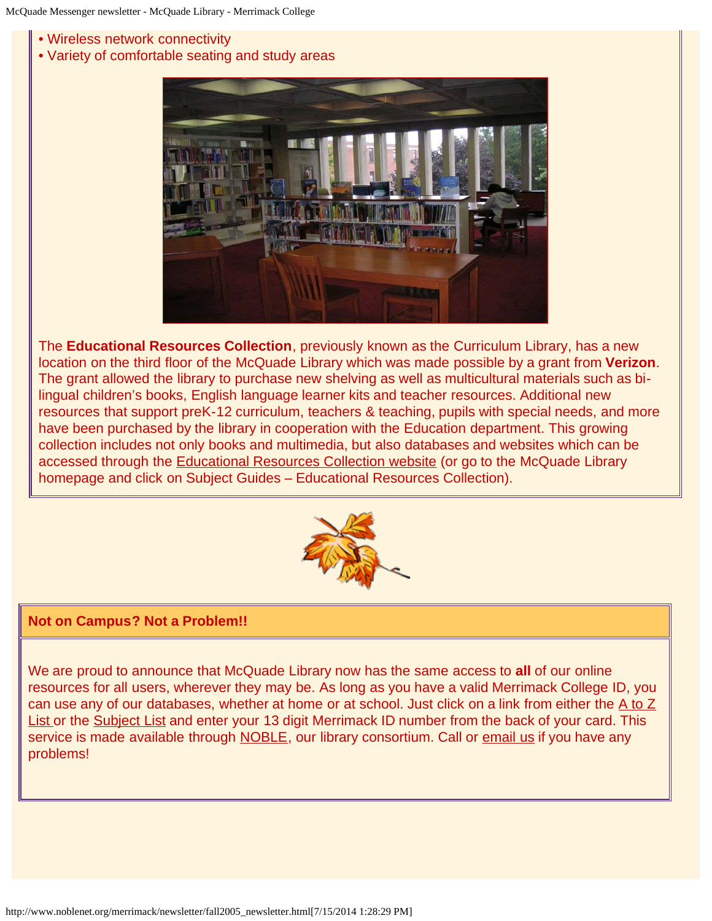- Wireless network connectivity
- Variety of comfortable seating and study areas

The **Educational Resources Collection**, previously known as the Curriculum Library, has a new location on the third floor of the McQuade Library which was made possible by a grant from **Verizon**. The grant allowed the library to purchase new shelving as well as multicultural materials such as bi-lingual children's books, English language learner kits and teacher resources. Additional new resources that support preK-12 curriculum, teachers & teaching, pupils with special needs, and more have been purchased by the library in cooperation with the Education department. This growing collection includes not only books and multimedia, but also databases and websites which can be accessed through the Educational Resources Collection website (or go to the McQuade Library homepage and click on Subject Guides – Educational Resources Collection).

## Not on Campus? Not a Problem!!

We are proud to announce that McQuade Library now has the same access to **all** of our online resources for all users, wherever they may be. As long as you have a valid Merrimack College ID, you can use any of our databases, whether at home or at school. Just click on a link from either the A to Z List or the Subject List and enter your 13 digit Merrimack ID number from the back of your card. This service is made available through NOBLE, our library consortium. Call or email us if you have any problems!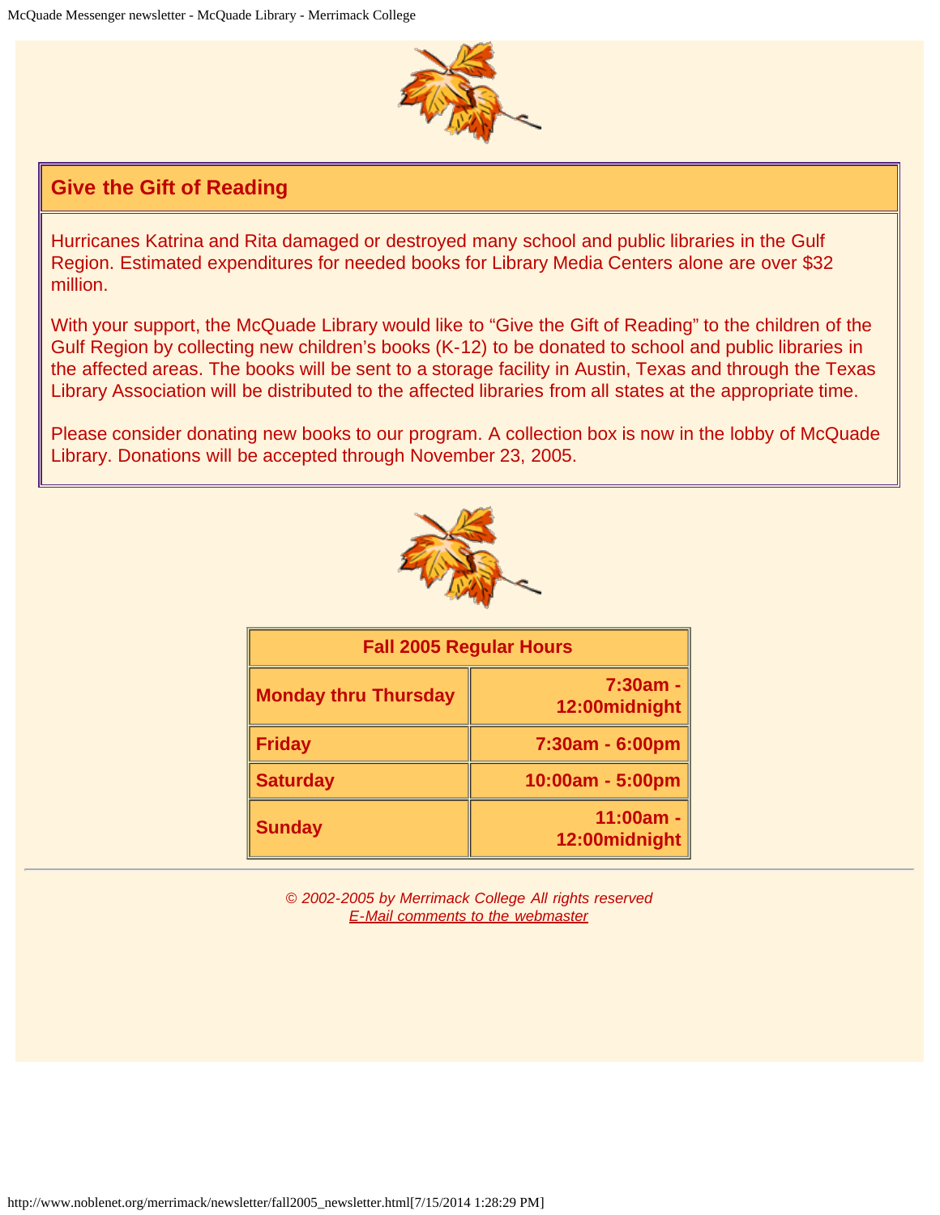## Give the Gift of Reading

Hurricanes Katrina and Rita damaged or destroyed many school and public libraries in the Gulf Region. Estimated expenditures for needed books for Library Media Centers alone are over $32 million.

With your support, the McQuade Library would like to "Give the Gift of Reading" to the children of the Gulf Region by collecting new children's books (K-12) to be donated to school and public libraries in the affected areas. The books will be sent to a storage facility in Austin, Texas and through the Texas Library Association will be distributed to the affected libraries from all states at the appropriate time.

Please consider donating new books to our program. A collection box is now in the lobby of McQuade Library. Donations will be accepted through November 23, 2005.

| Fall 2005 Regular Hours | |
|---|---|
| **Monday thru Thursday** | **7:30am - 12:00midnight** |
| **Friday** | **7:30am - 6:00pm** |
| **Saturday** | **10:00am - 5:00pm** |
| **Sunday** | **11:00am - 12:00midnight** |

---

*© 2002-2005 by Merrimack College All rights reserved*
*E-Mail comments to the webmaster*